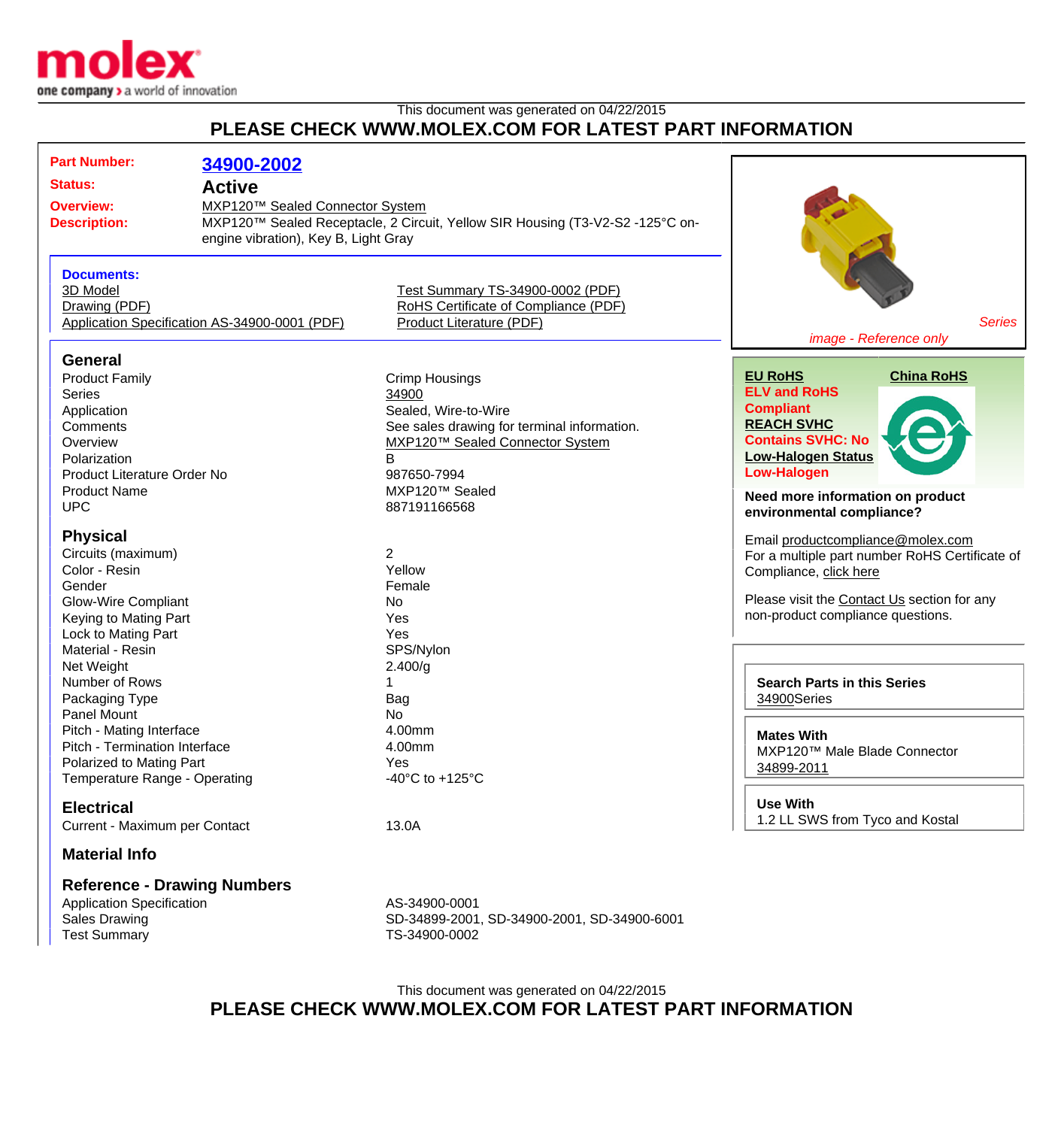This document was generated on 04/22/2015

**PLEASE CHECK WWW.MOLEX.COM FOR LATEST PART INFORMATION**

| | |
|---|---|
| **Part Number:** | **34900-2002** |
| **Status:** | **Active** |
| **Overview:** | MXP120™ Sealed Connector System |
| **Description:** | MXP120™ Sealed Receptacle, 2 Circuit, Yellow SIR Housing (T3-V2-S2 -125°C on-engine vibration), Key B, Light Gray |

**Documents:**

- 3D Model
- Drawing (PDF)
- Application Specification AS-34900-0001 (PDF)
- Test Summary TS-34900-0002 (PDF)
- RoHS Certificate of Compliance (PDF)
- Product Literature (PDF)

*Series image - Reference only*

## General

| | |
|---|---|
| Product Family | Crimp Housings |
| Series | 34900 |
| Application | Sealed, Wire-to-Wire |
| Comments | See sales drawing for terminal information. |
| Overview | MXP120™ Sealed Connector System |
| Polarization | B |
| Product Literature Order No | 987650-7994 |
| Product Name | MXP120™ Sealed |
| UPC | 887191166568 |

## Physical

| | |
|---|---|
| Circuits (maximum) | 2 |
| Color - Resin | Yellow |
| Gender | Female |
| Glow-Wire Compliant | No |
| Keying to Mating Part | Yes |
| Lock to Mating Part | Yes |
| Material - Resin | SPS/Nylon |
| Net Weight | 2.400/g |
| Number of Rows | 1 |
| Packaging Type | Bag |
| Panel Mount | No |
| Pitch - Mating Interface | 4.00mm |
| Pitch - Termination Interface | 4.00mm |
| Polarized to Mating Part | Yes |
| Temperature Range - Operating | -40°C to +125°C |

## Electrical

| | |
|---|---|
| Current - Maximum per Contact | 13.0A |

## Material Info

## Reference - Drawing Numbers

| | |
|---|---|
| Application Specification | AS-34900-0001 |
| Sales Drawing | SD-34899-2001, SD-34900-2001, SD-34900-6001 |
| Test Summary | TS-34900-0002 |

**EU RoHS**

**China RoHS**

**ELV and RoHS Compliant**

**REACH SVHC**

**Contains SVHC: No**

**Low-Halogen Status**

**Low-Halogen**

**Need more information on product environmental compliance?**

Email productcompliance@molex.com

For a multiple part number RoHS Certificate of Compliance, click here

Please visit the Contact Us section for any non-product compliance questions.

**Search Parts in this Series**

34900Series

**Mates With**

MXP120™ Male Blade Connector 34899-2011

**Use With**

1.2 LL SWS from Tyco and Kostal

This document was generated on 04/22/2015

**PLEASE CHECK WWW.MOLEX.COM FOR LATEST PART INFORMATION**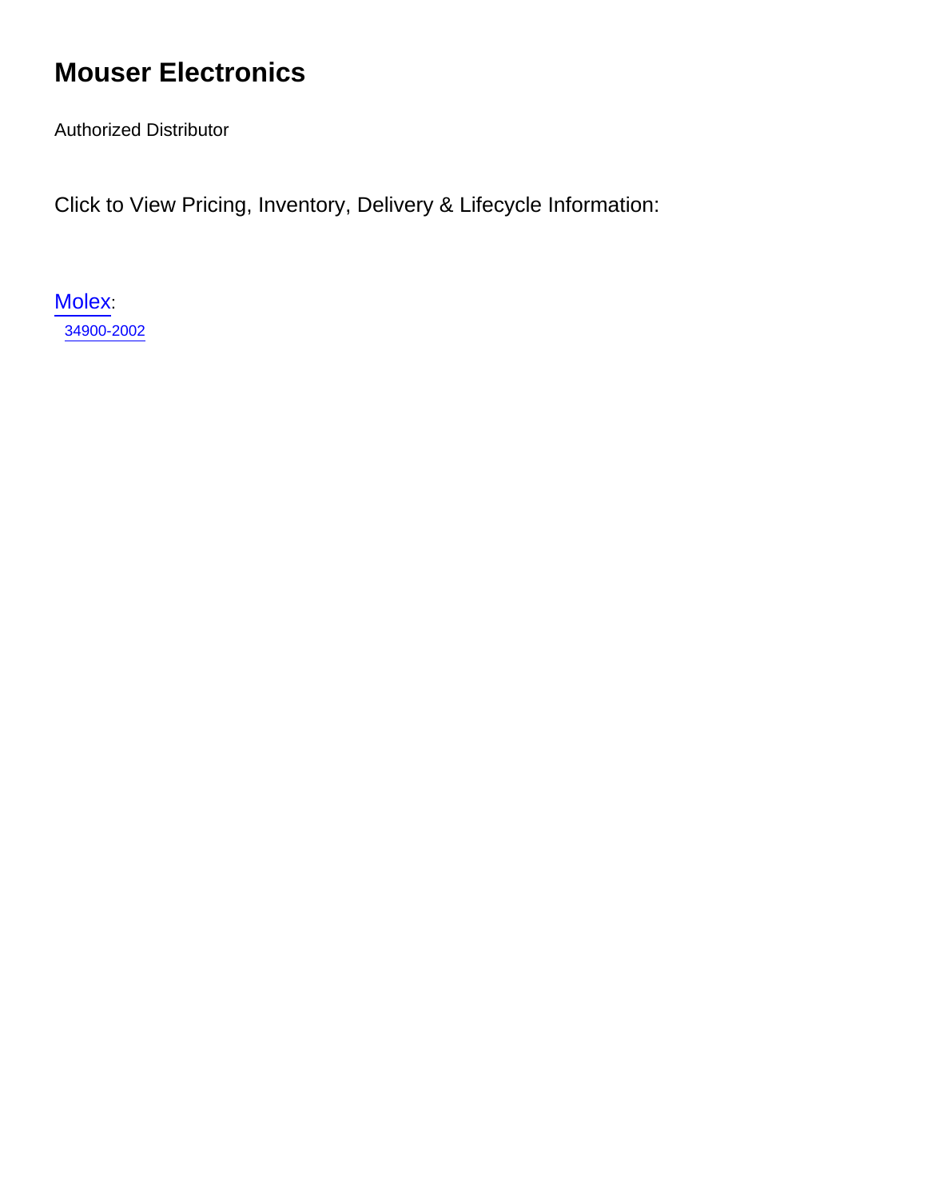# Mouser Electronics

Authorized Distributor

Click to View Pricing, Inventory, Delivery & Lifecycle Information:

Molex:

34900-2002